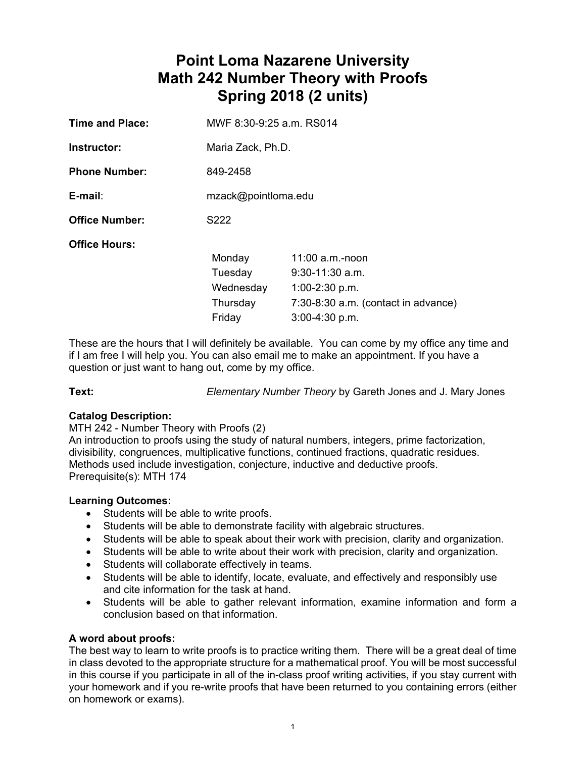# Point Loma Nazarene University
# Math 242 Number Theory with Proofs
# Spring 2018 (2 units)

**Time and Place:** MWF 8:30-9:25 a.m. RS014

**Instructor:** Maria Zack, Ph.D.

**Phone Number:** 849-2458

**E-mail**: mzack@pointloma.edu

**Office Number:** S222

**Office Hours:**

| | |
|---|---|
| Monday | 11:00 a.m.-noon |
| Tuesday | 9:30-11:30 a.m. |
| Wednesday | 1:00-2:30 p.m. |
| Thursday | 7:30-8:30 a.m. (contact in advance) |
| Friday | 3:00-4:30 p.m. |

These are the hours that I will definitely be available. You can come by my office any time and if I am free I will help you. You can also email me to make an appointment. If you have a question or just want to hang out, come by my office.

**Text:** *Elementary Number Theory* by Gareth Jones and J. Mary Jones

**Catalog Description:**
MTH 242 - Number Theory with Proofs (2)
An introduction to proofs using the study of natural numbers, integers, prime factorization, divisibility, congruences, multiplicative functions, continued fractions, quadratic residues. Methods used include investigation, conjecture, inductive and deductive proofs.
Prerequisite(s): MTH 174

**Learning Outcomes:**

- Students will be able to write proofs.
- Students will be able to demonstrate facility with algebraic structures.
- Students will be able to speak about their work with precision, clarity and organization.
- Students will be able to write about their work with precision, clarity and organization.
- Students will collaborate effectively in teams.
- Students will be able to identify, locate, evaluate, and effectively and responsibly use and cite information for the task at hand.
- Students will be able to gather relevant information, examine information and form a conclusion based on that information.

**A word about proofs:**
The best way to learn to write proofs is to practice writing them. There will be a great deal of time in class devoted to the appropriate structure for a mathematical proof. You will be most successful in this course if you participate in all of the in-class proof writing activities, if you stay current with your homework and if you re-write proofs that have been returned to you containing errors (either on homework or exams).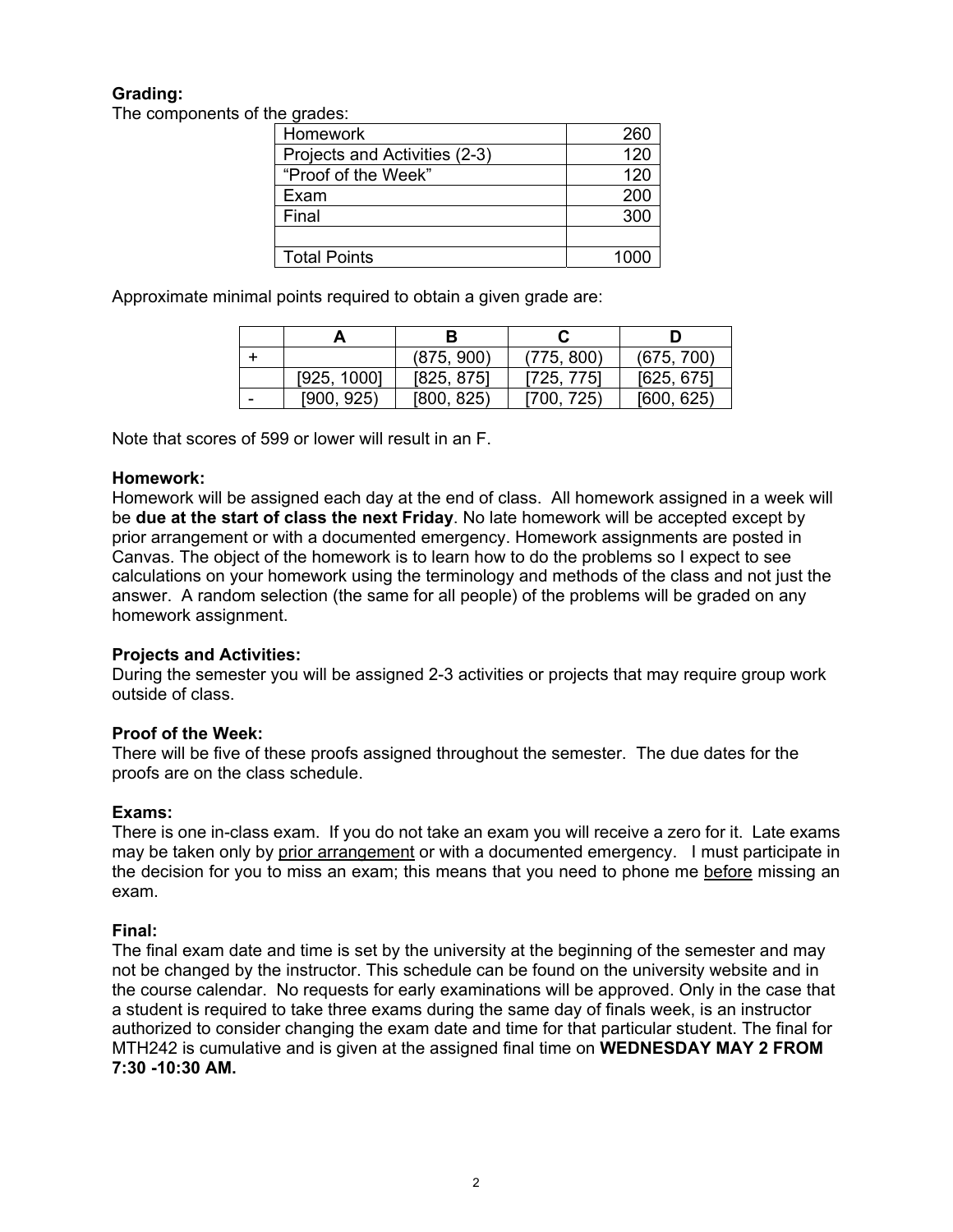**Grading:**

The components of the grades:

| | |
|---|---|
| Homework | 260 |
| Projects and Activities (2-3) | 120 |
| "Proof of the Week" | 120 |
| Exam | 200 |
| Final | 300 |
| | |
| Total Points | 1000 |

Approximate minimal points required to obtain a given grade are:

| | A | B | C | D |
|---|---|---|---|---|
| + | | (875, 900) | (775, 800) | (675, 700) |
| | [925, 1000] | [825, 875] | [725, 775] | [625, 675] |
| - | [900, 925) | [800, 825) | [700, 725) | [600, 625) |

Note that scores of 599 or lower will result in an F.

**Homework:**

Homework will be assigned each day at the end of class. All homework assigned in a week will be **due at the start of class the next Friday**. No late homework will be accepted except by prior arrangement or with a documented emergency. Homework assignments are posted in Canvas. The object of the homework is to learn how to do the problems so I expect to see calculations on your homework using the terminology and methods of the class and not just the answer. A random selection (the same for all people) of the problems will be graded on any homework assignment.

**Projects and Activities:**

During the semester you will be assigned 2-3 activities or projects that may require group work outside of class.

**Proof of the Week:**

There will be five of these proofs assigned throughout the semester. The due dates for the proofs are on the class schedule.

**Exams:**

There is one in-class exam. If you do not take an exam you will receive a zero for it. Late exams may be taken only by prior arrangement or with a documented emergency. I must participate in the decision for you to miss an exam; this means that you need to phone me before missing an exam.

**Final:**

The final exam date and time is set by the university at the beginning of the semester and may not be changed by the instructor. This schedule can be found on the university website and in the course calendar. No requests for early examinations will be approved. Only in the case that a student is required to take three exams during the same day of finals week, is an instructor authorized to consider changing the exam date and time for that particular student. The final for MTH242 is cumulative and is given at the assigned final time on **WEDNESDAY MAY 2 FROM 7:30 -10:30 AM.**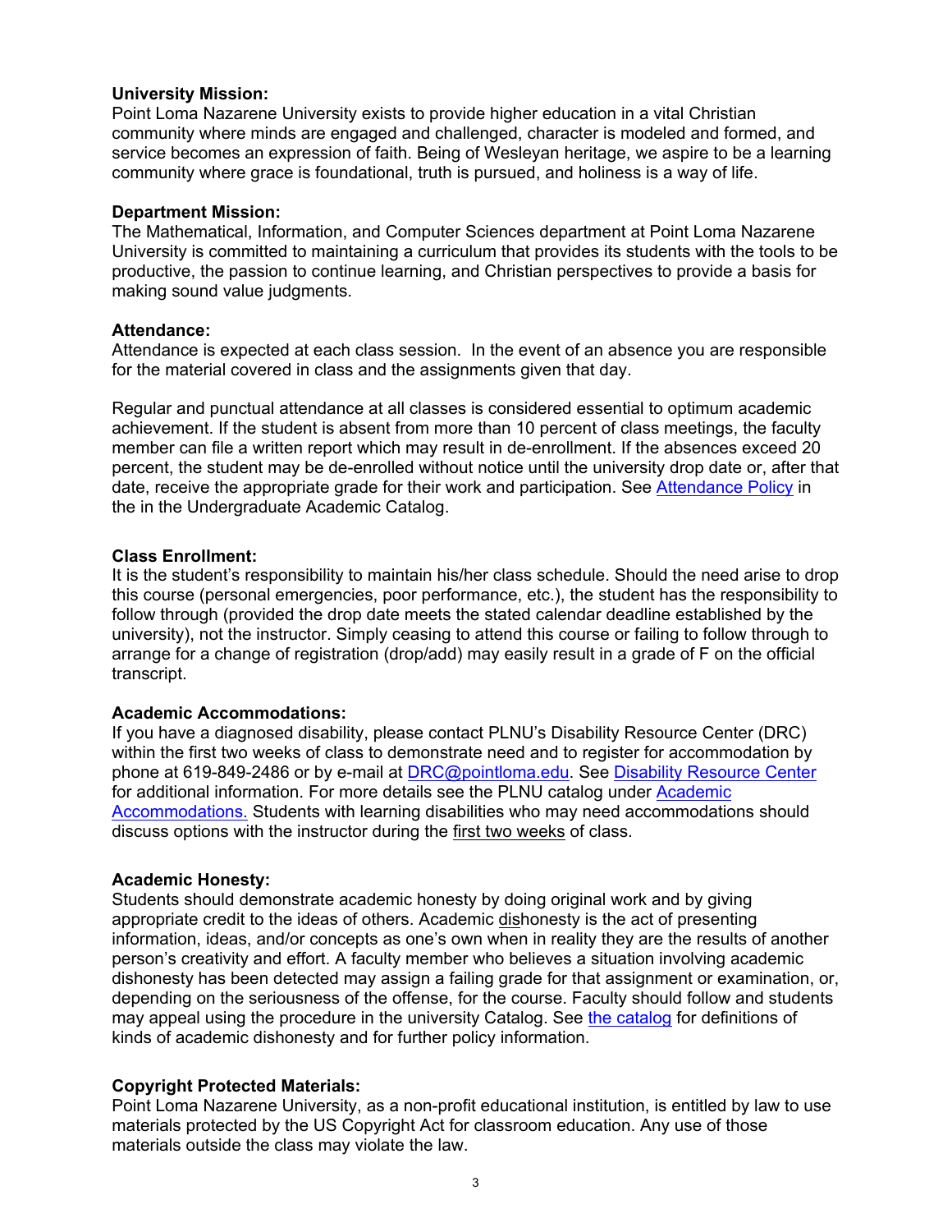**University Mission:**
Point Loma Nazarene University exists to provide higher education in a vital Christian community where minds are engaged and challenged, character is modeled and formed, and service becomes an expression of faith. Being of Wesleyan heritage, we aspire to be a learning community where grace is foundational, truth is pursued, and holiness is a way of life.

**Department Mission:**
The Mathematical, Information, and Computer Sciences department at Point Loma Nazarene University is committed to maintaining a curriculum that provides its students with the tools to be productive, the passion to continue learning, and Christian perspectives to provide a basis for making sound value judgments.

**Attendance:**
Attendance is expected at each class session. In the event of an absence you are responsible for the material covered in class and the assignments given that day.

Regular and punctual attendance at all classes is considered essential to optimum academic achievement. If the student is absent from more than 10 percent of class meetings, the faculty member can file a written report which may result in de-enrollment. If the absences exceed 20 percent, the student may be de-enrolled without notice until the university drop date or, after that date, receive the appropriate grade for their work and participation. See Attendance Policy in the in the Undergraduate Academic Catalog.

**Class Enrollment:**
It is the student's responsibility to maintain his/her class schedule. Should the need arise to drop this course (personal emergencies, poor performance, etc.), the student has the responsibility to follow through (provided the drop date meets the stated calendar deadline established by the university), not the instructor. Simply ceasing to attend this course or failing to follow through to arrange for a change of registration (drop/add) may easily result in a grade of F on the official transcript.

**Academic Accommodations:**
If you have a diagnosed disability, please contact PLNU's Disability Resource Center (DRC) within the first two weeks of class to demonstrate need and to register for accommodation by phone at 619-849-2486 or by e-mail at DRC@pointloma.edu. See Disability Resource Center for additional information. For more details see the PLNU catalog under Academic Accommodations. Students with learning disabilities who may need accommodations should discuss options with the instructor during the first two weeks of class.

**Academic Honesty:**
Students should demonstrate academic honesty by doing original work and by giving appropriate credit to the ideas of others. Academic dishonesty is the act of presenting information, ideas, and/or concepts as one's own when in reality they are the results of another person's creativity and effort. A faculty member who believes a situation involving academic dishonesty has been detected may assign a failing grade for that assignment or examination, or, depending on the seriousness of the offense, for the course. Faculty should follow and students may appeal using the procedure in the university Catalog. See the catalog for definitions of kinds of academic dishonesty and for further policy information.

**Copyright Protected Materials:**
Point Loma Nazarene University, as a non-profit educational institution, is entitled by law to use materials protected by the US Copyright Act for classroom education. Any use of those materials outside the class may violate the law.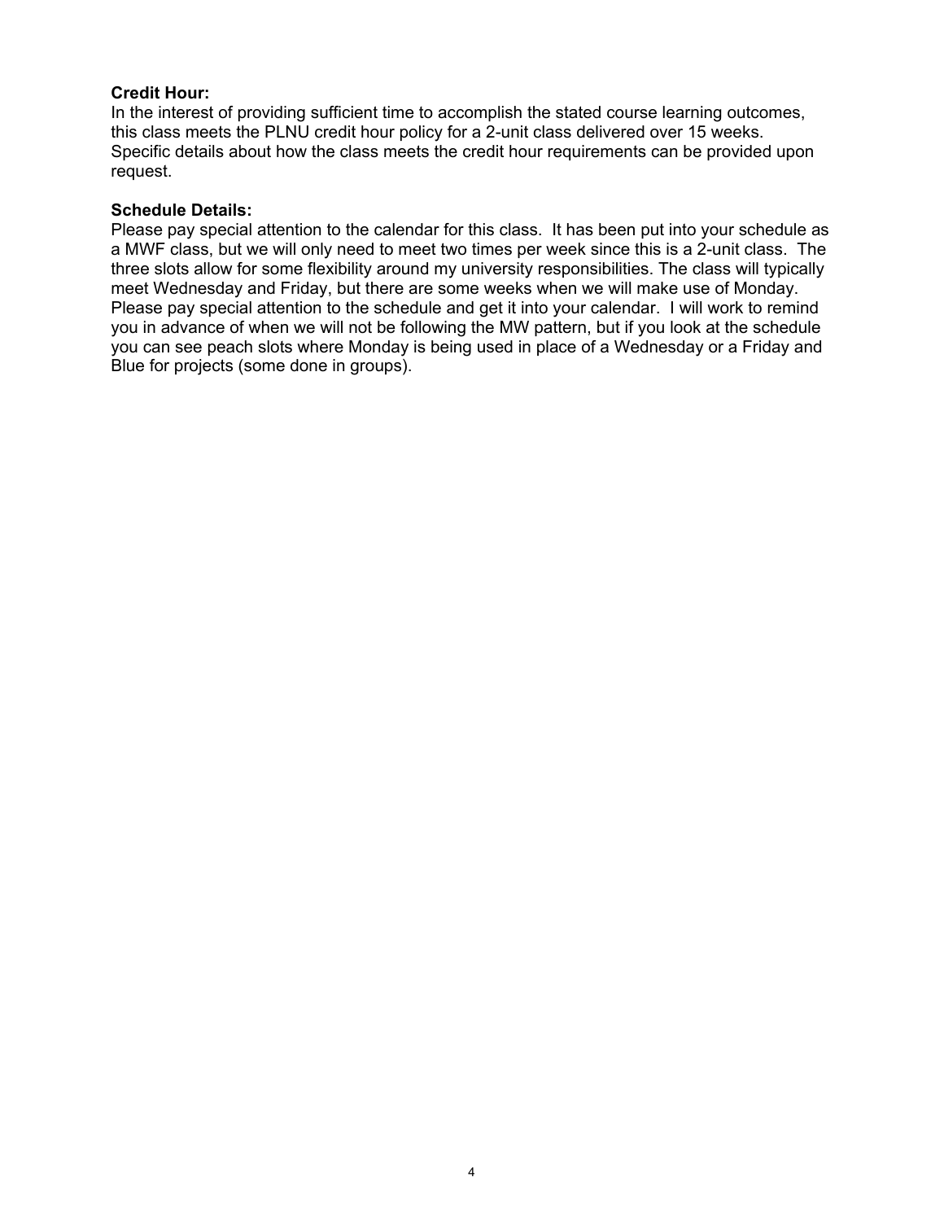**Credit Hour:**
In the interest of providing sufficient time to accomplish the stated course learning outcomes, this class meets the PLNU credit hour policy for a 2-unit class delivered over 15 weeks. Specific details about how the class meets the credit hour requirements can be provided upon request.

**Schedule Details:**
Please pay special attention to the calendar for this class. It has been put into your schedule as a MWF class, but we will only need to meet two times per week since this is a 2-unit class. The three slots allow for some flexibility around my university responsibilities. The class will typically meet Wednesday and Friday, but there are some weeks when we will make use of Monday. Please pay special attention to the schedule and get it into your calendar. I will work to remind you in advance of when we will not be following the MW pattern, but if you look at the schedule you can see peach slots where Monday is being used in place of a Wednesday or a Friday and Blue for projects (some done in groups).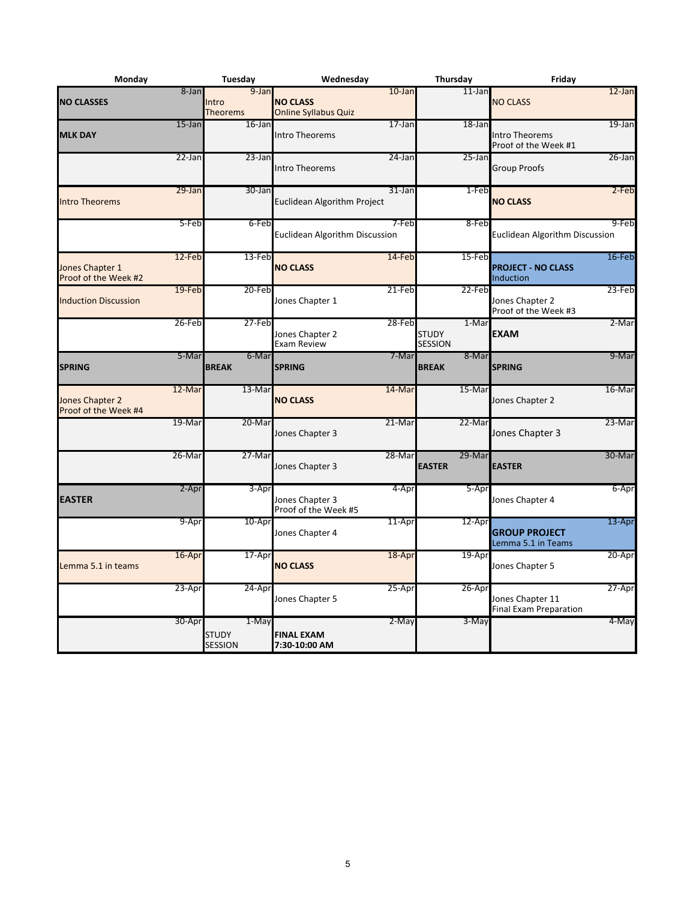| Monday | Tuesday | Wednesday | Thursday | Friday |
|---|---|---|---|---|
| 8-Jan **NO CLASSES** | 9-Jan Intro Theorems | 10-Jan **NO CLASS** Online Syllabus Quiz | 11-Jan | 12-Jan NO CLASS |
| 15-Jan **MLK DAY** | 16-Jan | 17-Jan Intro Theorems | 18-Jan | 19-Jan Intro Theorems Proof of the Week #1 |
| 22-Jan | 23-Jan | 24-Jan Intro Theorems | 25-Jan | 26-Jan Group Proofs |
| 29-Jan Intro Theorems | 30-Jan | 31-Jan Euclidean Algorithm Project | 1-Feb | 2-Feb **NO CLASS** |
| 5-Feb | 6-Feb | 7-Feb Euclidean Algorithm Discussion | 8-Feb | 9-Feb Euclidean Algorithm Discussion |
| 12-Feb Jones Chapter 1 Proof of the Week #2 | 13-Feb | 14-Feb **NO CLASS** | 15-Feb | 16-Feb **PROJECT - NO CLASS** Induction |
| 19-Feb Induction Discussion | 20-Feb | 21-Feb Jones Chapter 1 | 22-Feb | 23-Feb Jones Chapter 2 Proof of the Week #3 |
| 26-Feb | 27-Feb | 28-Feb Jones Chapter 2 Exam Review | 1-Mar STUDY SESSION | 2-Mar **EXAM** |
| 5-Mar **SPRING** | 6-Mar **BREAK** | 7-Mar **SPRING** | 8-Mar **BREAK** | 9-Mar **SPRING** |
| 12-Mar Jones Chapter 2 Proof of the Week #4 | 13-Mar | 14-Mar **NO CLASS** | 15-Mar | 16-Mar Jones Chapter 2 |
| 19-Mar | 20-Mar | 21-Mar Jones Chapter 3 | 22-Mar | 23-Mar Jones Chapter 3 |
| 26-Mar | 27-Mar | 28-Mar Jones Chapter 3 | 29-Mar **EASTER** | 30-Mar **EASTER** |
| 2-Apr **EASTER** | 3-Apr | 4-Apr Jones Chapter 3 Proof of the Week #5 | 5-Apr | 6-Apr Jones Chapter 4 |
| 9-Apr | 10-Apr | 11-Apr Jones Chapter 4 | 12-Apr | 13-Apr **GROUP PROJECT** Lemma 5.1 in Teams |
| 16-Apr Lemma 5.1 in teams | 17-Apr | 18-Apr **NO CLASS** | 19-Apr | 20-Apr Jones Chapter 5 |
| 23-Apr | 24-Apr | 25-Apr Jones Chapter 5 | 26-Apr | 27-Apr Jones Chapter 11 Final Exam Preparation |
| 30-Apr | 1-May STUDY SESSION | 2-May **FINAL EXAM 7:30-10:00 AM** | 3-May | 4-May |